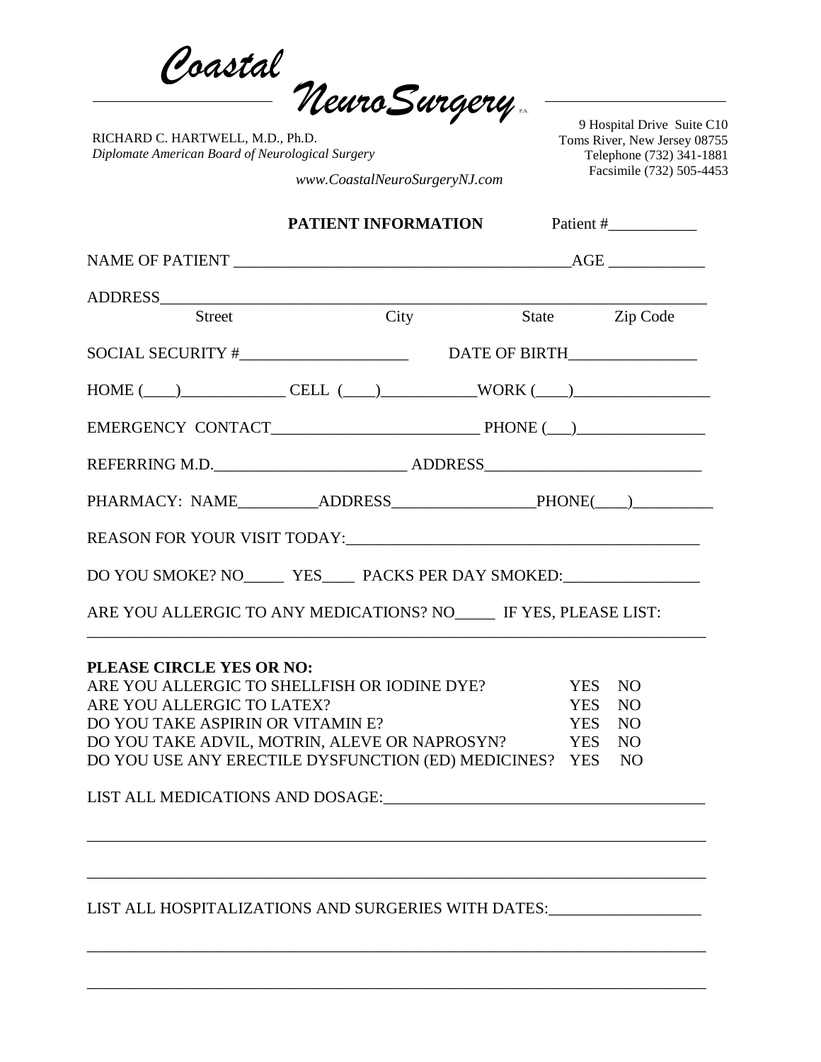# *Coastal NeuroSurgery* P.A.

RICHARD C. HARTWELL, M.D., Ph.D.
*Diplomate American Board of Neurological Surgery*

*www.CoastalNeuroSurgeryNJ.com*

9 Hospital Drive Suite C10
Toms River, New Jersey 08755
Telephone (732) 341-1881
Facsimile (732) 505-4453

## PATIENT INFORMATION

Patient #___________

NAME OF PATIENT __________________________________________AGE ____________

ADDRESS______________________________________________________________________
Street City State Zip Code

SOCIAL SECURITY #_____________________ DATE OF BIRTH________________

HOME (____)_____________ CELL (____)____________WORK (____)_________________

EMERGENCY CONTACT_________________________ PHONE (___)________________

REFERRING M.D.________________________ ADDRESS___________________________

PHARMACY: NAME__________ADDRESS_________________PHONE(____)__________

REASON FOR YOUR VISIT TODAY:___________________________________________

DO YOU SMOKE? NO_____ YES____ PACKS PER DAY SMOKED:________________

ARE YOU ALLERGIC TO ANY MEDICATIONS? NO_____ IF YES, PLEASE LIST:
______________________________________________________________________________

**PLEASE CIRCLE YES OR NO:**

| | | |
|---|---|---|
| ARE YOU ALLERGIC TO SHELLFISH OR IODINE DYE? | YES | NO |
| ARE YOU ALLERGIC TO LATEX? | YES | NO |
| DO YOU TAKE ASPIRIN OR VITAMIN E? | YES | NO |
| DO YOU TAKE ADVIL, MOTRIN, ALEVE OR NAPROSYN? | YES | NO |
| DO YOU USE ANY ERECTILE DYSFUNCTION (ED) MEDICINES? | YES | NO |

LIST ALL MEDICATIONS AND DOSAGE:_______________________________________

______________________________________________________________________________

______________________________________________________________________________

LIST ALL HOSPITALIZATIONS AND SURGERIES WITH DATES:___________________

______________________________________________________________________________

______________________________________________________________________________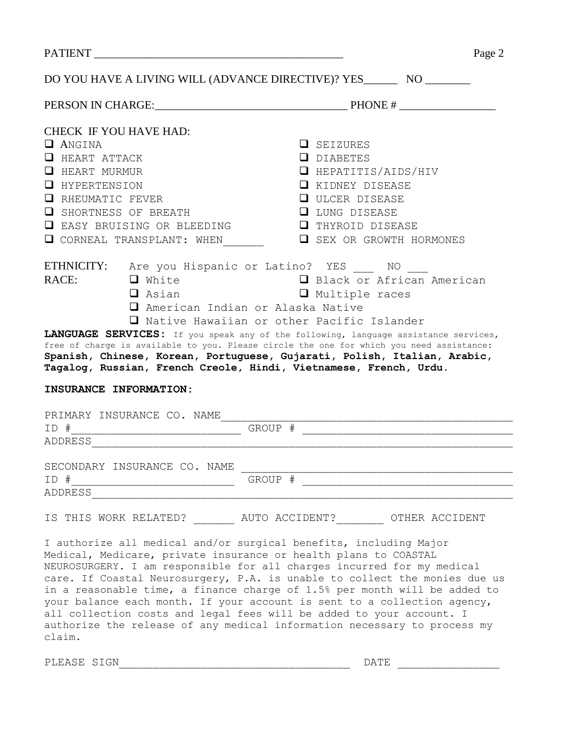PATIENT ___________________________________________

DO YOU HAVE A LIVING WILL (ADVANCE DIRECTIVE)? YES______ NO ________

PERSON IN CHARGE:_________________________________ PHONE # _________________

CHECK IF YOU HAVE HAD:

- ❑ ANGINA
- ❑ HEART ATTACK
- ❑ HEART MURMUR
- ❑ HYPERTENSION
- ❑ RHEUMATIC FEVER
- ❑ SHORTNESS OF BREATH
- ❑ EASY BRUISING OR BLEEDING
- ❑ CORNEAL TRANSPLANT: WHEN______
- ❑ SEIZURES
- ❑ DIABETES
- ❑ HEPATITIS/AIDS/HIV
- ❑ KIDNEY DISEASE
- ❑ ULCER DISEASE
- ❑ LUNG DISEASE
- ❑ THYROID DISEASE
- ❑ SEX OR GROWTH HORMONES

ETHNICITY: Are you Hispanic or Latino? YES ___ NO ___

RACE:
- ❑ White
- ❑ Black or African American
- ❑ Asian
- ❑ Multiple races
- ❑ American Indian or Alaska Native
- ❑ Native Hawaiian or other Pacific Islander

**LANGUAGE SERVICES:** If you speak any of the following, language assistance services, free of charge is available to you. Please circle the one for which you need assistance: **Spanish, Chinese, Korean, Portuguese, Gujarati, Polish, Italian, Arabic, Tagalog, Russian, French Creole, Hindi, Vietnamese, French, Urdu.**

**INSURANCE INFORMATION:**

PRIMARY INSURANCE CO. NAME_______________________________________________
ID #__________________________ GROUP # _________________________________
ADDRESS_________________________________________________________________

SECONDARY INSURANCE CO. NAME ____________________________________________
ID #__________________________ GROUP # _________________________________
ADDRESS_________________________________________________________________

IS THIS WORK RELATED? ______ AUTO ACCIDENT?_______ OTHER ACCIDENT

I authorize all medical and/or surgical benefits, including Major Medical, Medicare, private insurance or health plans to COASTAL NEUROSURGERY. I am responsible for all charges incurred for my medical care. If Coastal Neurosurgery, P.A. is unable to collect the monies due us in a reasonable time, a finance charge of 1.5% per month will be added to your balance each month. If your account is sent to a collection agency, all collection costs and legal fees will be added to your account. I authorize the release of any medical information necessary to process my claim.

PLEASE SIGN___________________________________ DATE _______________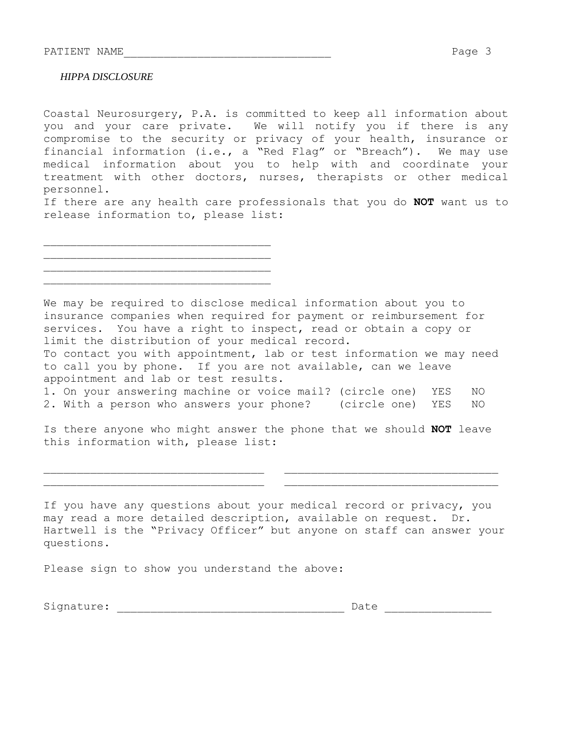PATIENT NAME_______________________________

*HIPPA DISCLOSURE*

Coastal Neurosurgery, P.A. is committed to keep all information about you and your care private. We will notify you if there is any compromise to the security or privacy of your health, insurance or financial information (i.e., a "Red Flag" or "Breach"). We may use medical information about you to help with and coordinate your treatment with other doctors, nurses, therapists or other medical personnel.
If there are any health care professionals that you do **NOT** want us to release information to, please list:

__________________________________
__________________________________
__________________________________
__________________________________

We may be required to disclose medical information about you to insurance companies when required for payment or reimbursement for services. You have a right to inspect, read or obtain a copy or limit the distribution of your medical record.
To contact you with appointment, lab or test information we may need to call you by phone. If you are not available, can we leave appointment and lab or test results.

1. On your answering machine or voice mail? (circle one) YES NO
2. With a person who answers your phone? (circle one) YES NO

Is there anyone who might answer the phone that we should **NOT** leave this information with, please list:

_________________________________ _________________________________
_________________________________ _________________________________

If you have any questions about your medical record or privacy, you may read a more detailed description, available on request. Dr. Hartwell is the "Privacy Officer" but anyone on staff can answer your questions.

Please sign to show you understand the above:

Signature: __________________________________ Date ________________